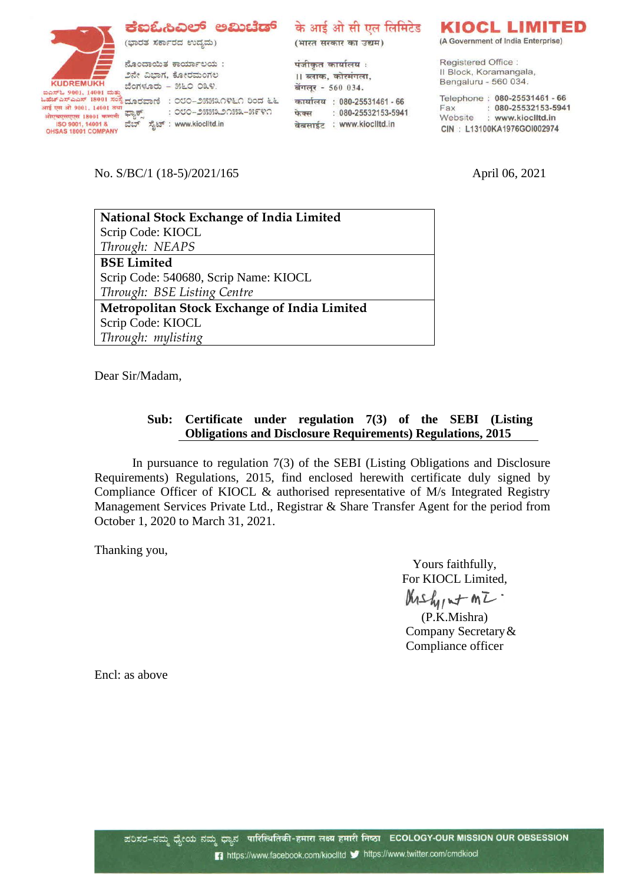ಕೆಐಓಸಿಎಲ್ ಲಿಮಿಟೆಡ್
(ಭಾರತ ಸರ್ಕಾರದ ಉದ್ಯಮ)

ನೊಂದಾಯಿತ ಕಾರ್ಯಾಲಯ :
2ನೇ ವಿಭಾಗ, ಕೋರಮಂಗಲ
ಬೆಂಗಳೂರು – 560 034.

ದೂರವಾಣಿ : 080-25531461 ರಿಂದ 66
ಫ್ಯಾಕ್ಸ್ : 080-25532153-5941
ವೆಬ್ ಸೈಟ್ : www.kioclltd.in

के आई ओ सी एल लिमिटेड
(भारत सरकार का उद्यम)

पंजीकृत कार्यालय :
II ब्लाक, कोरमंगला,
बेंगलूर – 560 034.

कार्यालय : 080-25531461 - 66
फेक्स : 080-25532153-5941
वेबसाईट : www.kioclltd.in

**KIOCL LIMITED**
(A Government of India Enterprise)

Registered Office :
II Block, Koramangala,
Bengaluru - 560 034.

Telephone : 080-25531461 - 66
Fax : 080-25532153-5941
Website : www.kioclltd.in
CIN : L13100KA1976GOI002974

KUDREMUKH
ISO 9001, 14001 & OHSAS 18001 COMPANY

No. S/BC/1 (18-5)/2021/165

April 06, 2021

| **National Stock Exchange of India Limited**<br>Scrip Code: KIOCL<br>*Through: NEAPS* |
|---|
| **BSE Limited**<br>Scrip Code: 540680, Scrip Name: KIOCL<br>*Through: BSE Listing Centre* |
| **Metropolitan Stock Exchange of India Limited**<br>Scrip Code: KIOCL<br>*Through: mylisting* |

Dear Sir/Madam,

**Sub: Certificate under regulation 7(3) of the SEBI (Listing Obligations and Disclosure Requirements) Regulations, 2015**

In pursuance to regulation 7(3) of the SEBI (Listing Obligations and Disclosure Requirements) Regulations, 2015, find enclosed herewith certificate duly signed by Compliance Officer of KIOCL & authorised representative of M/s Integrated Registry Management Services Private Ltd., Registrar & Share Transfer Agent for the period from October 1, 2020 to March 31, 2021.

Thanking you,

Yours faithfully,
For KIOCL Limited,

(P.K.Mishra)
Company Secretary &
Compliance officer

Encl: as above

ಪರಿಸರ-ನಮ್ಮ ಧ್ಯೇಯ ನಮ್ಮ ಧ್ಯಾನ पारिस्थितिकी-हमारा लक्ष्य हमारी निष्ठा ECOLOGY-OUR MISSION OUR OBSESSION
https://www.facebook.com/kioclltd https://www.twitter.com/cmdkiocl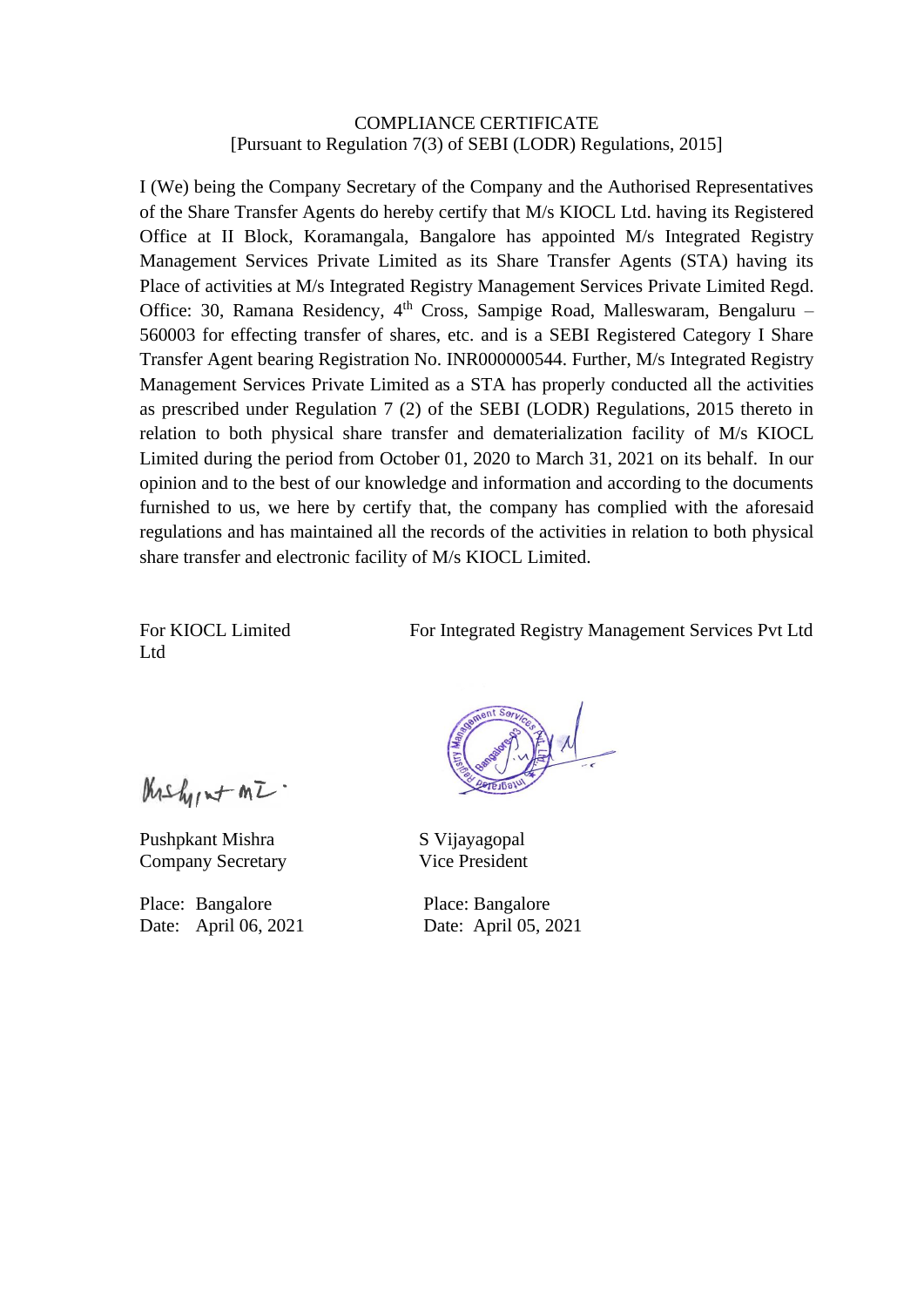COMPLIANCE CERTIFICATE

[Pursuant to Regulation 7(3) of SEBI (LODR) Regulations, 2015]

I (We) being the Company Secretary of the Company and the Authorised Representatives of the Share Transfer Agents do hereby certify that M/s KIOCL Ltd. having its Registered Office at II Block, Koramangala, Bangalore has appointed M/s Integrated Registry Management Services Private Limited as its Share Transfer Agents (STA) having its Place of activities at M/s Integrated Registry Management Services Private Limited Regd. Office: 30, Ramana Residency, 4th Cross, Sampige Road, Malleswaram, Bengaluru – 560003 for effecting transfer of shares, etc. and is a SEBI Registered Category I Share Transfer Agent bearing Registration No. INR000000544. Further, M/s Integrated Registry Management Services Private Limited as a STA has properly conducted all the activities as prescribed under Regulation 7 (2) of the SEBI (LODR) Regulations, 2015 thereto in relation to both physical share transfer and dematerialization facility of M/s KIOCL Limited during the period from October 01, 2020 to March 31, 2021 on its behalf. In our opinion and to the best of our knowledge and information and according to the documents furnished to us, we here by certify that, the company has complied with the aforesaid regulations and has maintained all the records of the activities in relation to both physical share transfer and electronic facility of M/s KIOCL Limited.

For KIOCL Limited
Ltd

Pushpkant Mishra
Company Secretary

Place: Bangalore
Date: April 06, 2021

For Integrated Registry Management Services Pvt Ltd

S Vijayagopal
Vice President

Place: Bangalore
Date: April 05, 2021